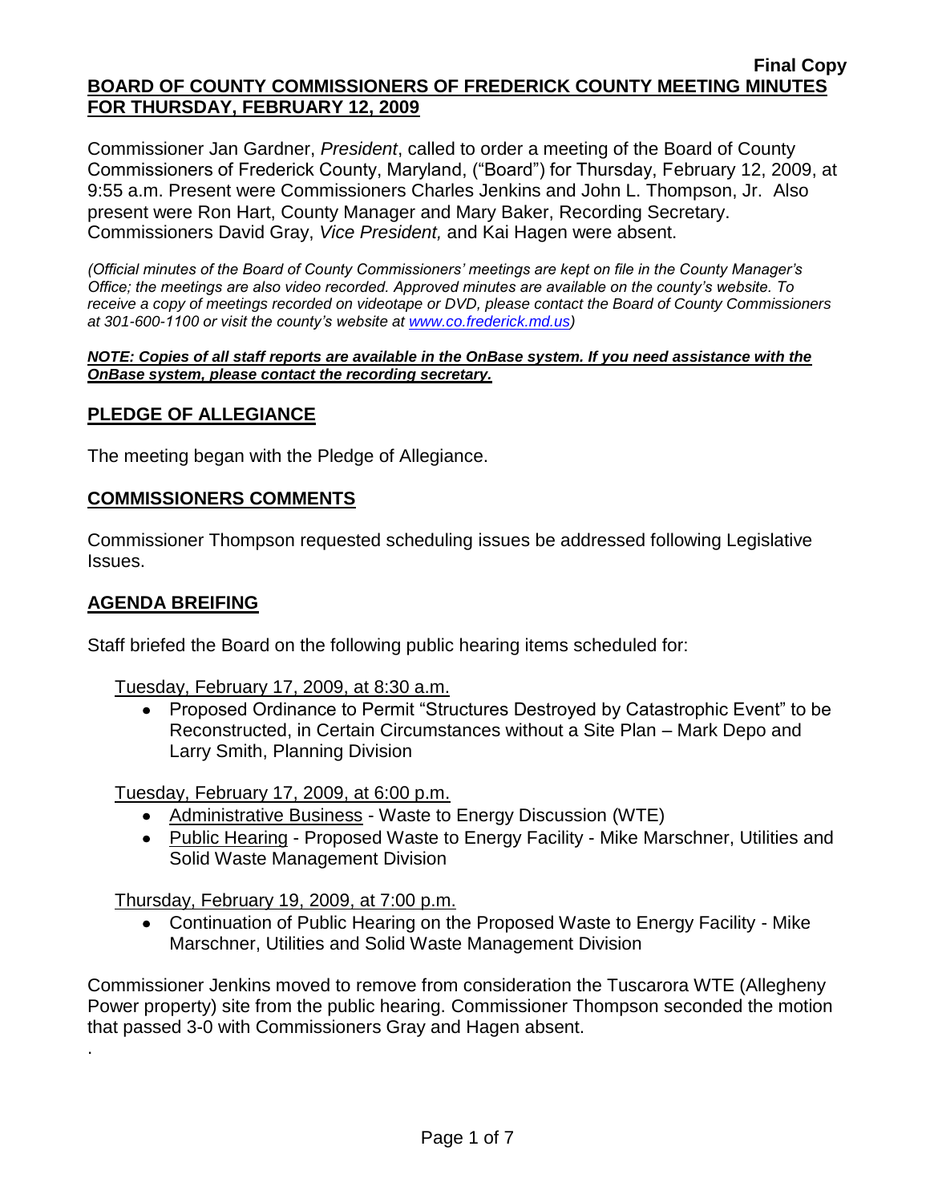**Final Copy**

# BOARD OF COUNTY COMMISSIONERS OF FREDERICK COUNTY MEETING MINUTES FOR THURSDAY, FEBRUARY 12, 2009

Commissioner Jan Gardner, *President*, called to order a meeting of the Board of County Commissioners of Frederick County, Maryland, ("Board") for Thursday, February 12, 2009, at 9:55 a.m. Present were Commissioners Charles Jenkins and John L. Thompson, Jr. Also present were Ron Hart, County Manager and Mary Baker, Recording Secretary. Commissioners David Gray, *Vice President,* and Kai Hagen were absent.

*(Official minutes of the Board of County Commissioners' meetings are kept on file in the County Manager's Office; the meetings are also video recorded. Approved minutes are available on the county's website. To receive a copy of meetings recorded on videotape or DVD, please contact the Board of County Commissioners at 301-600-1100 or visit the county's website at www.co.frederick.md.us)*

***NOTE: Copies of all staff reports are available in the OnBase system. If you need assistance with the OnBase system, please contact the recording secretary.***

## PLEDGE OF ALLEGIANCE

The meeting began with the Pledge of Allegiance.

## COMMISSIONERS COMMENTS

Commissioner Thompson requested scheduling issues be addressed following Legislative Issues.

## AGENDA BREIFING

Staff briefed the Board on the following public hearing items scheduled for:

Tuesday, February 17, 2009, at 8:30 a.m.

- Proposed Ordinance to Permit "Structures Destroyed by Catastrophic Event" to be Reconstructed, in Certain Circumstances without a Site Plan – Mark Depo and Larry Smith, Planning Division

Tuesday, February 17, 2009, at 6:00 p.m.

- Administrative Business - Waste to Energy Discussion (WTE)
- Public Hearing - Proposed Waste to Energy Facility - Mike Marschner, Utilities and Solid Waste Management Division

Thursday, February 19, 2009, at 7:00 p.m.

- Continuation of Public Hearing on the Proposed Waste to Energy Facility - Mike Marschner, Utilities and Solid Waste Management Division

Commissioner Jenkins moved to remove from consideration the Tuscarora WTE (Allegheny Power property) site from the public hearing. Commissioner Thompson seconded the motion that passed 3-0 with Commissioners Gray and Hagen absent.

.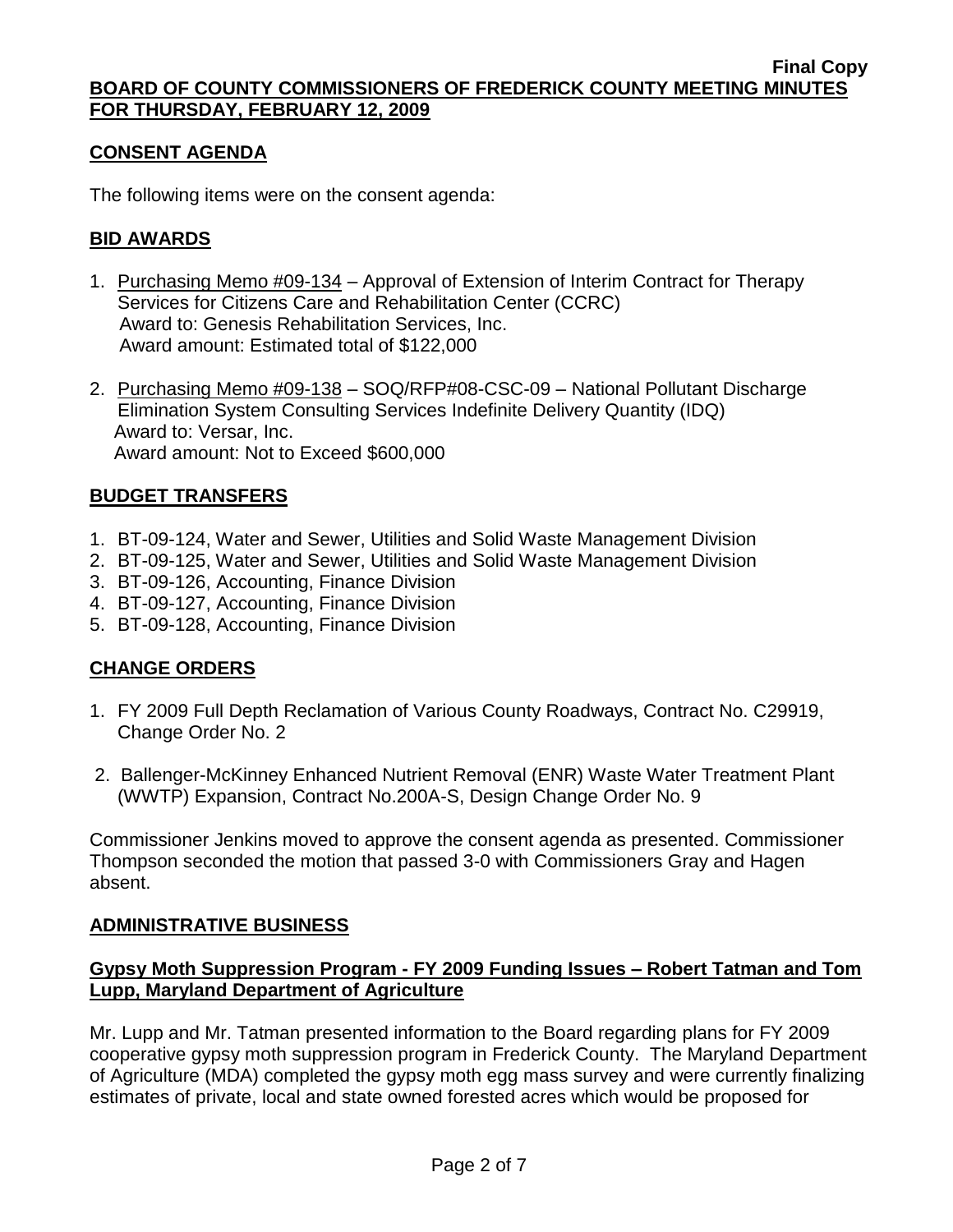**Final Copy**

**BOARD OF COUNTY COMMISSIONERS OF FREDERICK COUNTY MEETING MINUTES FOR THURSDAY, FEBRUARY 12, 2009**

## CONSENT AGENDA

The following items were on the consent agenda:

## BID AWARDS

1. Purchasing Memo #09-134 – Approval of Extension of Interim Contract for Therapy Services for Citizens Care and Rehabilitation Center (CCRC)
   Award to: Genesis Rehabilitation Services, Inc.
   Award amount: Estimated total of $122,000

2. Purchasing Memo #09-138 – SOQ/RFP#08-CSC-09 – National Pollutant Discharge Elimination System Consulting Services Indefinite Delivery Quantity (IDQ)
   Award to: Versar, Inc.
   Award amount: Not to Exceed $600,000

## BUDGET TRANSFERS

1. BT-09-124, Water and Sewer, Utilities and Solid Waste Management Division
2. BT-09-125, Water and Sewer, Utilities and Solid Waste Management Division
3. BT-09-126, Accounting, Finance Division
4. BT-09-127, Accounting, Finance Division
5. BT-09-128, Accounting, Finance Division

## CHANGE ORDERS

1. FY 2009 Full Depth Reclamation of Various County Roadways, Contract No. C29919, Change Order No. 2

2. Ballenger-McKinney Enhanced Nutrient Removal (ENR) Waste Water Treatment Plant (WWTP) Expansion, Contract No.200A-S, Design Change Order No. 9

Commissioner Jenkins moved to approve the consent agenda as presented. Commissioner Thompson seconded the motion that passed 3-0 with Commissioners Gray and Hagen absent.

## ADMINISTRATIVE BUSINESS

### Gypsy Moth Suppression Program - FY 2009 Funding Issues – Robert Tatman and Tom Lupp, Maryland Department of Agriculture

Mr. Lupp and Mr. Tatman presented information to the Board regarding plans for FY 2009 cooperative gypsy moth suppression program in Frederick County. The Maryland Department of Agriculture (MDA) completed the gypsy moth egg mass survey and were currently finalizing estimates of private, local and state owned forested acres which would be proposed for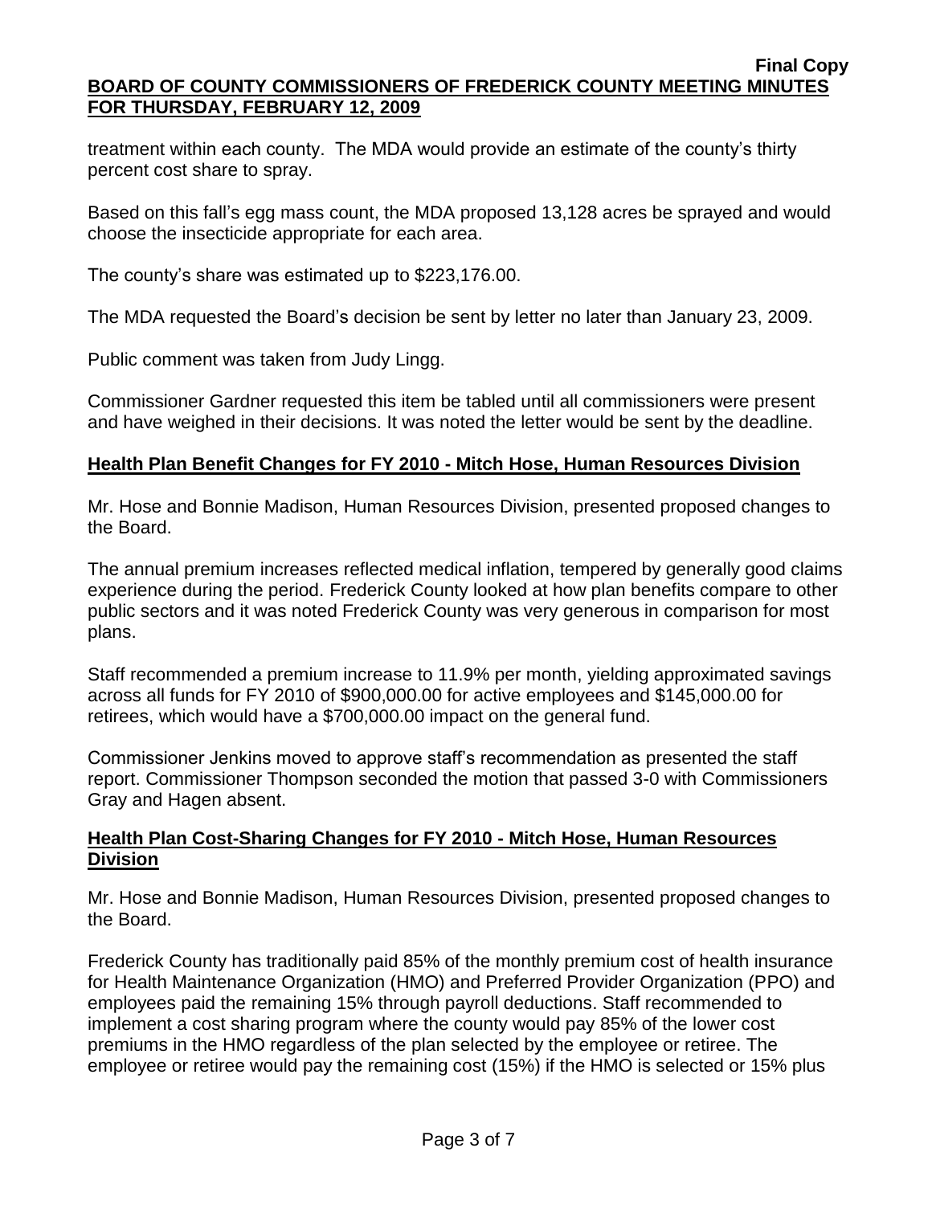treatment within each county. The MDA would provide an estimate of the county's thirty percent cost share to spray.

Based on this fall's egg mass count, the MDA proposed 13,128 acres be sprayed and would choose the insecticide appropriate for each area.

The county's share was estimated up to $223,176.00.

The MDA requested the Board's decision be sent by letter no later than January 23, 2009.

Public comment was taken from Judy Lingg.

Commissioner Gardner requested this item be tabled until all commissioners were present and have weighed in their decisions. It was noted the letter would be sent by the deadline.

## Health Plan Benefit Changes for FY 2010 - Mitch Hose, Human Resources Division

Mr. Hose and Bonnie Madison, Human Resources Division, presented proposed changes to the Board.

The annual premium increases reflected medical inflation, tempered by generally good claims experience during the period. Frederick County looked at how plan benefits compare to other public sectors and it was noted Frederick County was very generous in comparison for most plans.

Staff recommended a premium increase to 11.9% per month, yielding approximated savings across all funds for FY 2010 of $900,000.00 for active employees and $145,000.00 for retirees, which would have a $700,000.00 impact on the general fund.

Commissioner Jenkins moved to approve staff's recommendation as presented the staff report. Commissioner Thompson seconded the motion that passed 3-0 with Commissioners Gray and Hagen absent.

## Health Plan Cost-Sharing Changes for FY 2010 - Mitch Hose, Human Resources Division

Mr. Hose and Bonnie Madison, Human Resources Division, presented proposed changes to the Board.

Frederick County has traditionally paid 85% of the monthly premium cost of health insurance for Health Maintenance Organization (HMO) and Preferred Provider Organization (PPO) and employees paid the remaining 15% through payroll deductions. Staff recommended to implement a cost sharing program where the county would pay 85% of the lower cost premiums in the HMO regardless of the plan selected by the employee or retiree. The employee or retiree would pay the remaining cost (15%) if the HMO is selected or 15% plus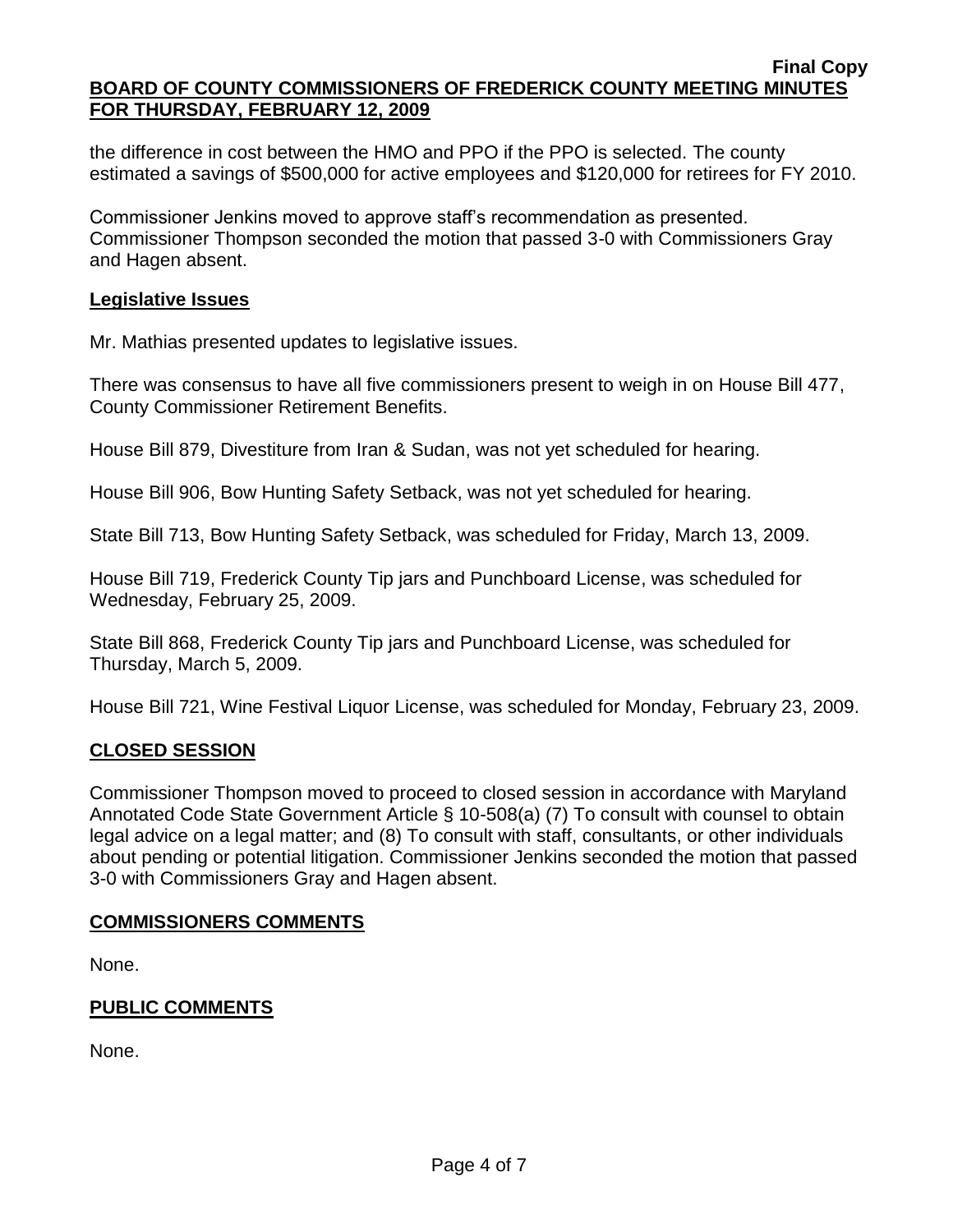the difference in cost between the HMO and PPO if the PPO is selected. The county estimated a savings of $500,000 for active employees and $120,000 for retirees for FY 2010.

Commissioner Jenkins moved to approve staff's recommendation as presented. Commissioner Thompson seconded the motion that passed 3-0 with Commissioners Gray and Hagen absent.

**Legislative Issues**

Mr. Mathias presented updates to legislative issues.

There was consensus to have all five commissioners present to weigh in on House Bill 477, County Commissioner Retirement Benefits.

House Bill 879, Divestiture from Iran & Sudan, was not yet scheduled for hearing.

House Bill 906, Bow Hunting Safety Setback, was not yet scheduled for hearing.

State Bill 713, Bow Hunting Safety Setback, was scheduled for Friday, March 13, 2009.

House Bill 719, Frederick County Tip jars and Punchboard License, was scheduled for Wednesday, February 25, 2009.

State Bill 868, Frederick County Tip jars and Punchboard License, was scheduled for Thursday, March 5, 2009.

House Bill 721, Wine Festival Liquor License, was scheduled for Monday, February 23, 2009.

## CLOSED SESSION

Commissioner Thompson moved to proceed to closed session in accordance with Maryland Annotated Code State Government Article § 10-508(a) (7) To consult with counsel to obtain legal advice on a legal matter; and (8) To consult with staff, consultants, or other individuals about pending or potential litigation. Commissioner Jenkins seconded the motion that passed 3-0 with Commissioners Gray and Hagen absent.

## COMMISSIONERS COMMENTS

None.

## PUBLIC COMMENTS

None.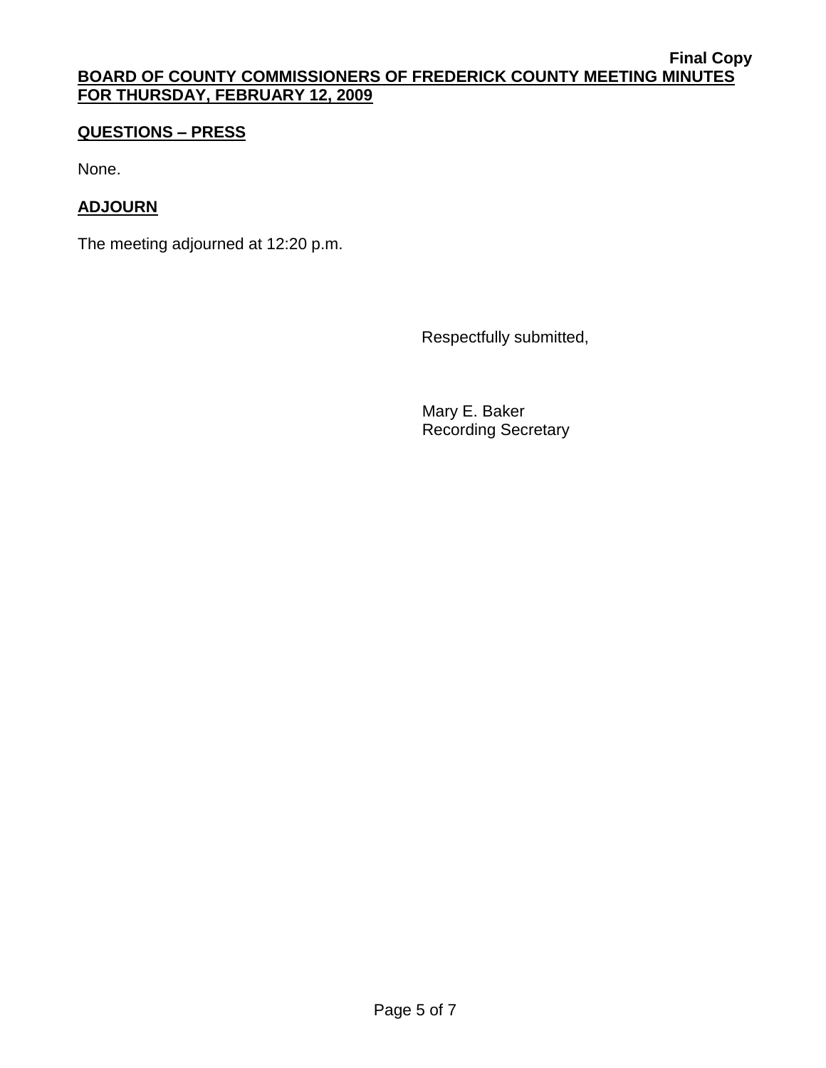## QUESTIONS – PRESS

None.

## ADJOURN

The meeting adjourned at 12:20 p.m.

Respectfully submitted,

Mary E. Baker
Recording Secretary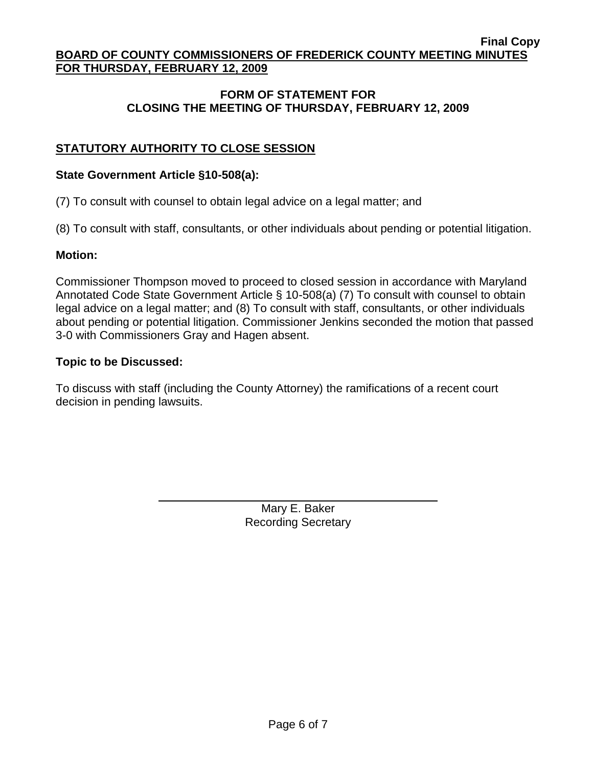**Final Copy**

**BOARD OF COUNTY COMMISSIONERS OF FREDERICK COUNTY MEETING MINUTES FOR THURSDAY, FEBRUARY 12, 2009**

## FORM OF STATEMENT FOR CLOSING THE MEETING OF THURSDAY, FEBRUARY 12, 2009

### STATUTORY AUTHORITY TO CLOSE SESSION

**State Government Article §10-508(a):**

(7) To consult with counsel to obtain legal advice on a legal matter; and

(8) To consult with staff, consultants, or other individuals about pending or potential litigation.

**Motion:**

Commissioner Thompson moved to proceed to closed session in accordance with Maryland Annotated Code State Government Article § 10-508(a) (7) To consult with counsel to obtain legal advice on a legal matter; and (8) To consult with staff, consultants, or other individuals about pending or potential litigation. Commissioner Jenkins seconded the motion that passed 3-0 with Commissioners Gray and Hagen absent.

**Topic to be Discussed:**

To discuss with staff (including the County Attorney) the ramifications of a recent court decision in pending lawsuits.

Mary E. Baker
Recording Secretary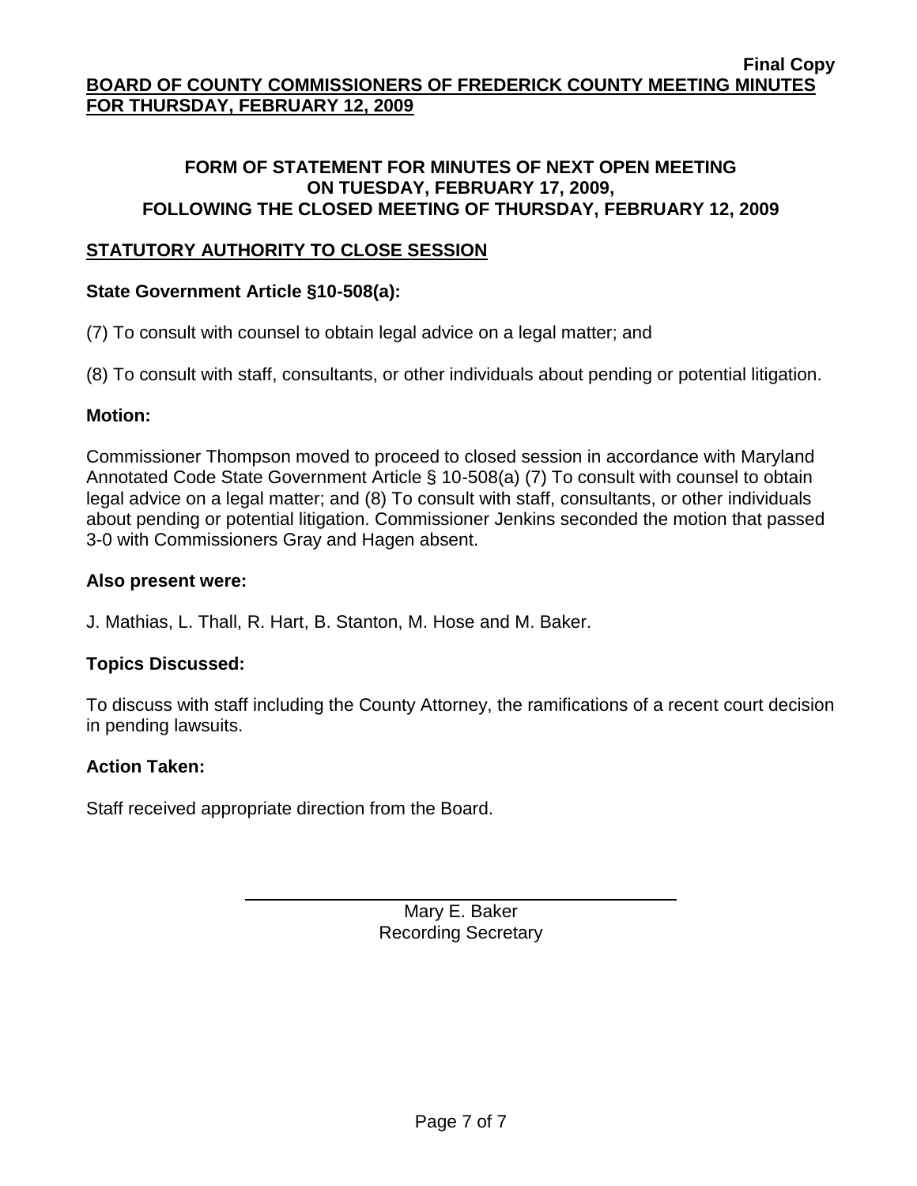**FORM OF STATEMENT FOR MINUTES OF NEXT OPEN MEETING ON TUESDAY, FEBRUARY 17, 2009, FOLLOWING THE CLOSED MEETING OF THURSDAY, FEBRUARY 12, 2009**

## STATUTORY AUTHORITY TO CLOSE SESSION

**State Government Article §10-508(a):**

(7) To consult with counsel to obtain legal advice on a legal matter; and

(8) To consult with staff, consultants, or other individuals about pending or potential litigation.

**Motion:**

Commissioner Thompson moved to proceed to closed session in accordance with Maryland Annotated Code State Government Article § 10-508(a) (7) To consult with counsel to obtain legal advice on a legal matter; and (8) To consult with staff, consultants, or other individuals about pending or potential litigation. Commissioner Jenkins seconded the motion that passed 3-0 with Commissioners Gray and Hagen absent.

**Also present were:**

J. Mathias, L. Thall, R. Hart, B. Stanton, M. Hose and M. Baker.

**Topics Discussed:**

To discuss with staff including the County Attorney, the ramifications of a recent court decision in pending lawsuits.

**Action Taken:**

Staff received appropriate direction from the Board.

Mary E. Baker
Recording Secretary